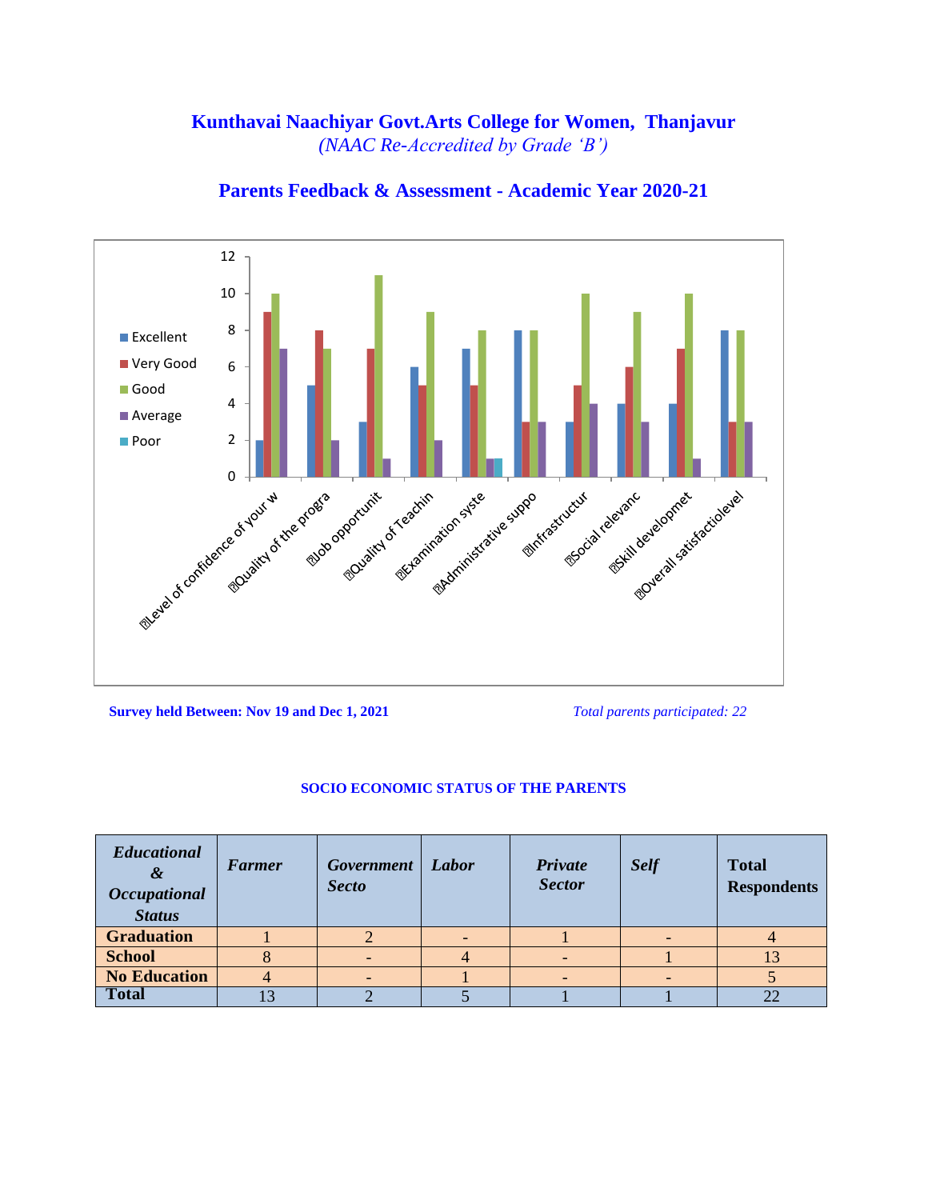# Kunthavai Naachiyar Govt.Arts College for Women, Thanjavur

*(NAAC Re-Accredited by Grade 'B')*

## Parents Feedback & Assessment - Academic Year 2020-21

| Criteria | Excellent | Very Good | Good | Average | Poor |
|---|---|---|---|---|---|
| Level of confidence of your w | 2 | 9 | 10 | 7 | |
| Quality of the progra | 5 | 8 | 7 | 2 | |
| Job opportunit | 3 | 7 | 11 | 1 | |
| Quality of Teachin | 6 | 5 | 9 | 2 | |
| Examination syste | 7 | 5 | 8 | 1 | 1 |
| Administrative suppo | 8 | 3 | 8 | 3 | |
| Infrastructur | 3 | 5 | 10 | 4 | |
| Social relevanc | 4 | 6 | 9 | 3 | |
| Skill developmet | 4 | 7 | 10 | 1 | |
| Overall satisfactiolevel | 8 | 3 | 8 | 3 | |

**Survey held Between: Nov 19 and Dec 1, 2021**

*Total parents participated: 22*

### SOCIO ECONOMIC STATUS OF THE PARENTS

| *Educational & Occupational Status* | *Farmer* | *Government Secto* | *Labor* | *Private Sector* | *Self* | **Total Respondents** |
|---|---|---|---|---|---|---|
| **Graduation** | 1 | 2 | - | 1 | - | 4 |
| **School** | 8 | - | 4 | - | 1 | 13 |
| **No Education** | 4 | - | 1 | - | - | 5 |
| **Total** | 13 | 2 | 5 | 1 | 1 | 22 |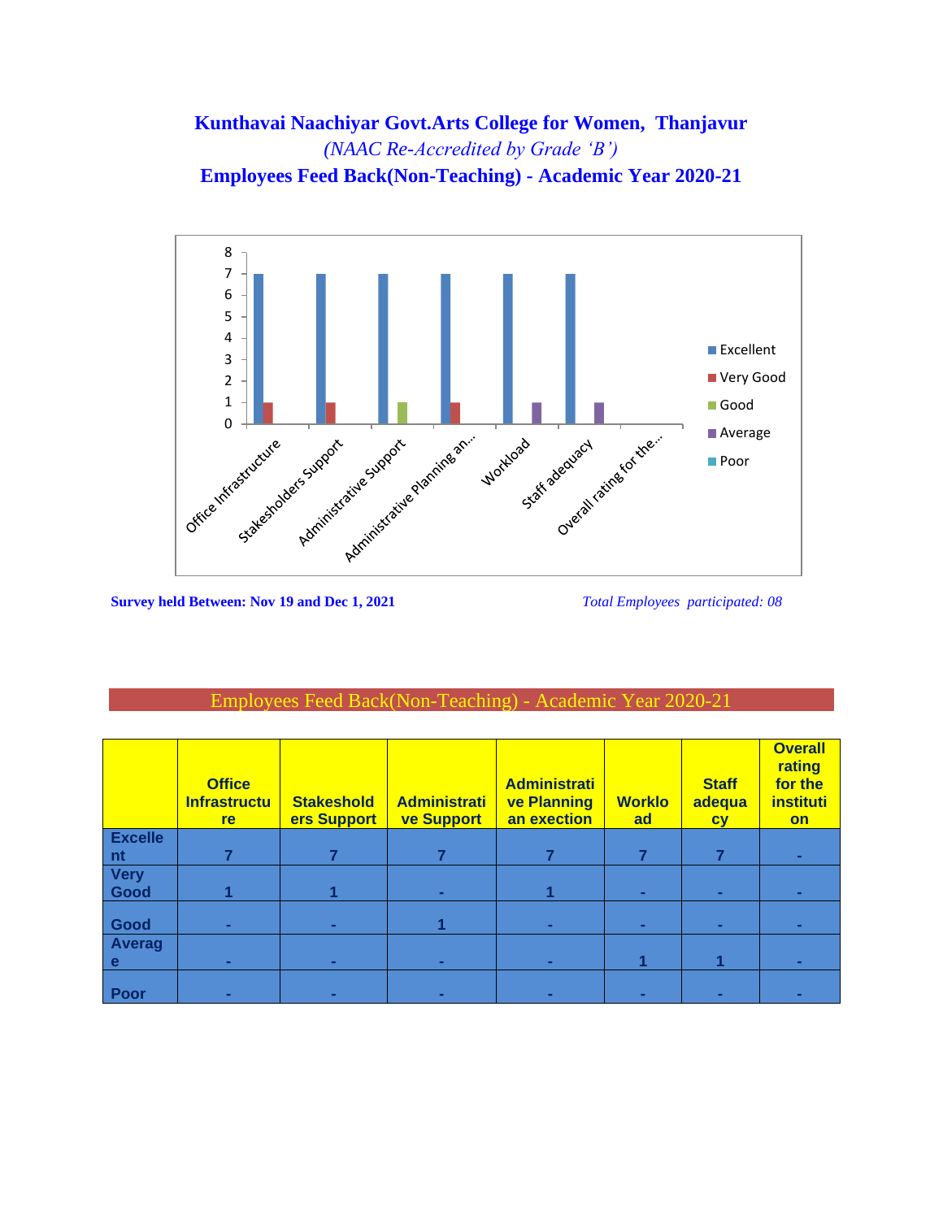# Kunthavai Naachiyar Govt.Arts College for Women, Thanjavur

*(NAAC Re-Accredited by Grade 'B')*

## Employees Feed Back(Non-Teaching) - Academic Year 2020-21

**Survey held Between: Nov 19 and Dec 1, 2021**

*Total Employees participated: 08*

## Employees Feed Back(Non-Teaching) - Academic Year 2020-21

| | Office Infrastructure | Stakeholders Support | Administrative Support | Administrative Planning an exection | Workload | Staff adequacy | Overall rating for the institution |
|---|---|---|---|---|---|---|---|
| Excellent | 7 | 7 | 7 | 7 | 7 | 7 | - |
| Very Good | 1 | 1 | - | 1 | - | - | - |
| Good | - | - | 1 | - | - | - | - |
| Average | - | - | - | - | 1 | 1 | - |
| Poor | - | - | - | - | - | - | - |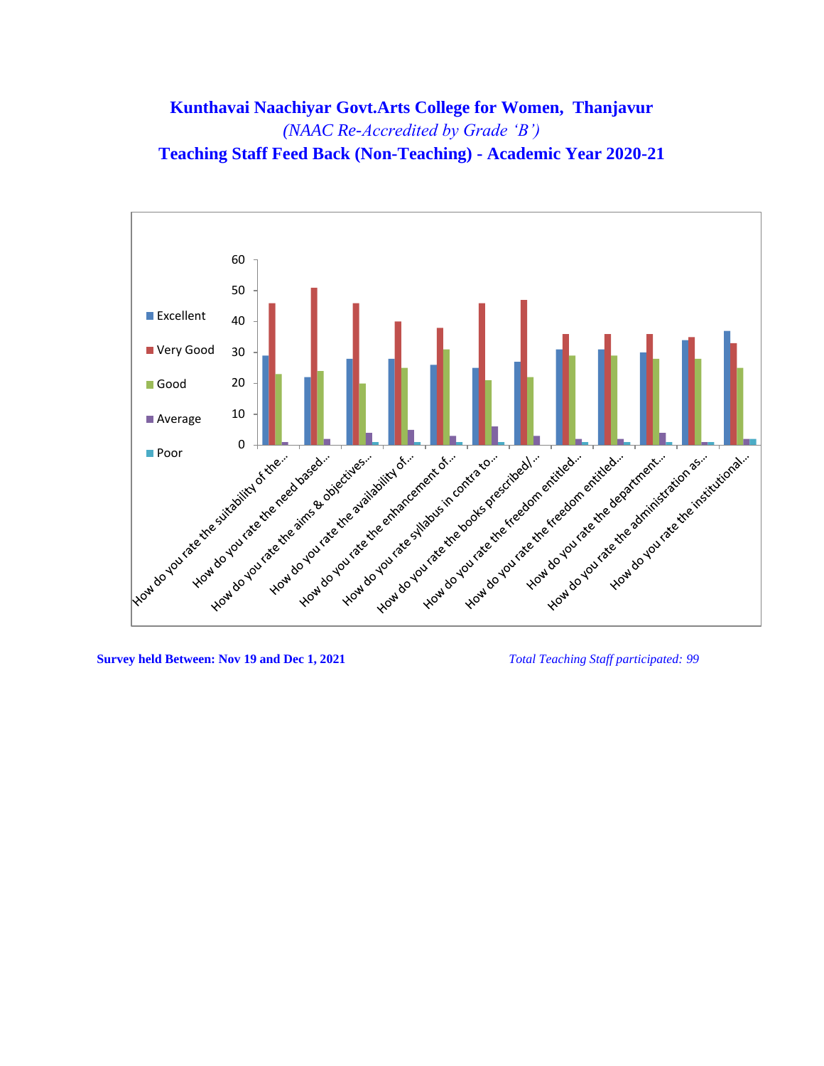# Kunthavai Naachiyar Govt.Arts College for Women, Thanjavur

*(NAAC Re-Accredited by Grade 'B')*

## Teaching Staff Feed Back (Non-Teaching) - Academic Year 2020-21

| Question | Excellent | Very Good | Good | Average | Poor |
|---|---|---|---|---|---|
| How do you rate the suitability of the... | 29 | 46 | 23 | 1 | 0 |
| How do you rate the need based... | 22 | 51 | 24 | 2 | 0 |
| How do you rate the aims & objectives... | 28 | 46 | 20 | 4 | 1 |
| How do you rate the availability of... | 28 | 40 | 25 | 5 | 1 |
| How do you rate the enhancement of... | 26 | 38 | 31 | 3 | 1 |
| How do you rate syllabus in contra to... | 25 | 46 | 21 | 6 | 1 |
| How do you rate the books prescribed/... | 27 | 47 | 22 | 3 | 0 |
| How do you rate the freedom entitled... | 31 | 36 | 29 | 2 | 1 |
| How do you rate the freedom entitled... | 31 | 36 | 29 | 2 | 1 |
| How do you rate the department... | 30 | 36 | 28 | 4 | 1 |
| How do you rate the administration as... | 34 | 35 | 28 | 1 | 1 |
| How do you rate the institutional... | 37 | 33 | 25 | 2 | 2 |

**Survey held Between: Nov 19 and Dec 1, 2021**

*Total Teaching Staff participated: 99*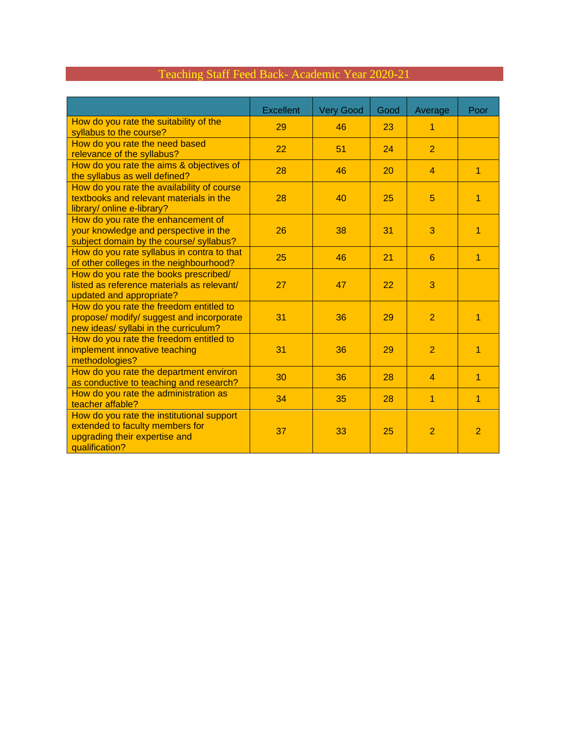# Teaching Staff Feed Back- Academic Year 2020-21

| | Excellent | Very Good | Good | Average | Poor |
|---|---|---|---|---|---|
| How do you rate the suitability of the syllabus to the course? | 29 | 46 | 23 | 1 | |
| How do you rate the need based relevance of the syllabus? | 22 | 51 | 24 | 2 | |
| How do you rate the aims & objectives of the syllabus as well defined? | 28 | 46 | 20 | 4 | 1 |
| How do you rate the availability of course textbooks and relevant materials in the library/ online e-library? | 28 | 40 | 25 | 5 | 1 |
| How do you rate the enhancement of your knowledge and perspective in the subject domain by the course/ syllabus? | 26 | 38 | 31 | 3 | 1 |
| How do you rate syllabus in contra to that of other colleges in the neighbourhood? | 25 | 46 | 21 | 6 | 1 |
| How do you rate the books prescribed/ listed as reference materials as relevant/ updated and appropriate? | 27 | 47 | 22 | 3 | |
| How do you rate the freedom entitled to propose/ modify/ suggest and incorporate new ideas/ syllabi in the curriculum? | 31 | 36 | 29 | 2 | 1 |
| How do you rate the freedom entitled to implement innovative teaching methodologies? | 31 | 36 | 29 | 2 | 1 |
| How do you rate the department environ as conductive to teaching and research? | 30 | 36 | 28 | 4 | 1 |
| How do you rate the administration as teacher affable? | 34 | 35 | 28 | 1 | 1 |
| How do you rate the institutional support extended to faculty members for upgrading their expertise and qualification? | 37 | 33 | 25 | 2 | 2 |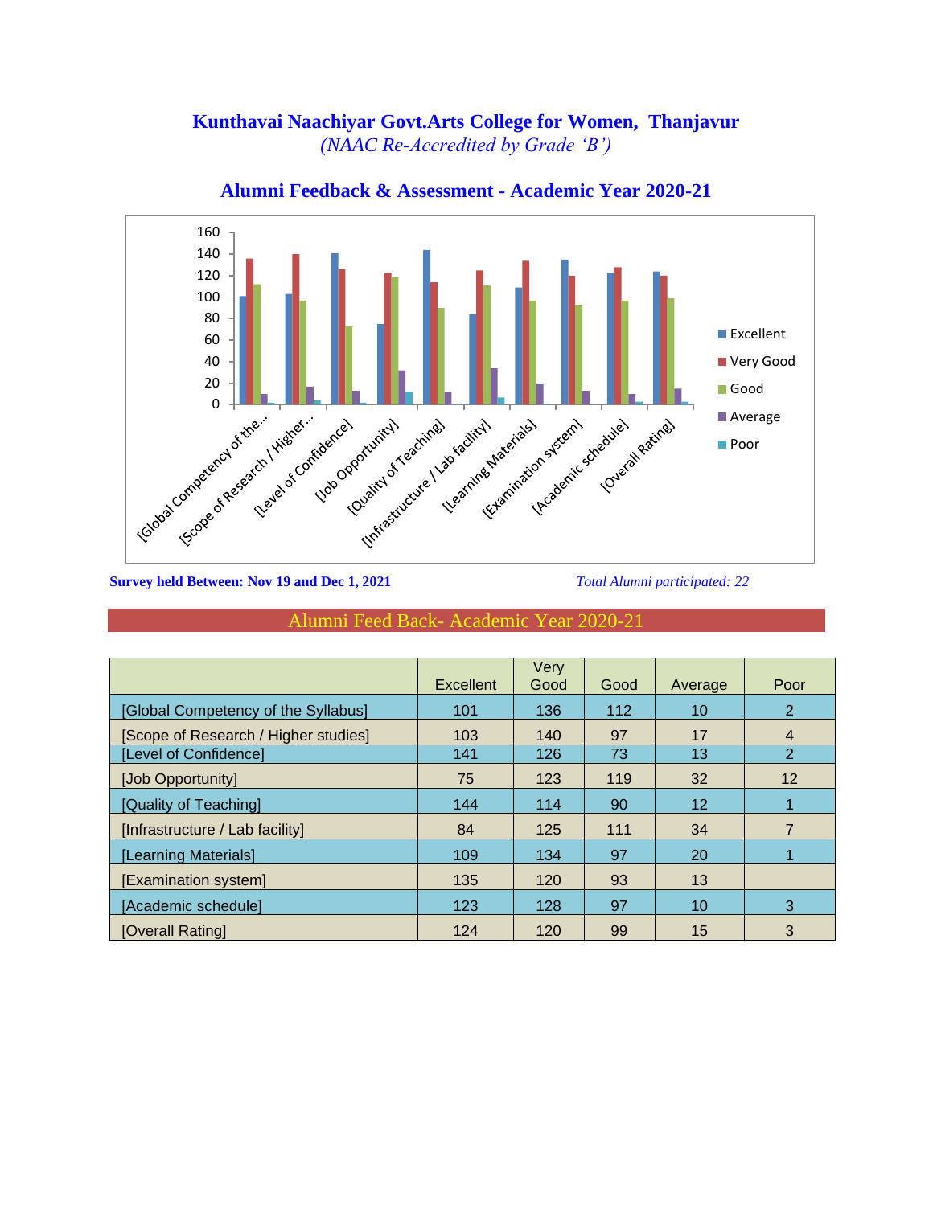# Kunthavai Naachiyar Govt.Arts College for Women, Thanjavur

*(NAAC Re-Accredited by Grade 'B')*

## Alumni Feedback & Assessment - Academic Year 2020-21

160
140
120
100
80
60
40
20
0

[Global Competency of the...
[Scope of Research / Higher...
[Level of Confidence]
[Job Opportunity]
[Quality of Teaching]
[Infrastructure / Lab facility]
[Learning Materials]
[Examination system]
[Academic schedule]
[Overall Rating]

Excellent
Very Good
Good
Average
Poor

**Survey held Between: Nov 19 and Dec 1, 2021**

*Total Alumni participated: 22*

## Alumni Feed Back- Academic Year 2020-21

| | Excellent | Very Good | Good | Average | Poor |
|---|---|---|---|---|---|
| [Global Competency of the Syllabus] | 101 | 136 | 112 | 10 | 2 |
| [Scope of Research / Higher studies] | 103 | 140 | 97 | 17 | 4 |
| [Level of Confidence] | 141 | 126 | 73 | 13 | 2 |
| [Job Opportunity] | 75 | 123 | 119 | 32 | 12 |
| [Quality of Teaching] | 144 | 114 | 90 | 12 | 1 |
| [Infrastructure / Lab facility] | 84 | 125 | 111 | 34 | 7 |
| [Learning Materials] | 109 | 134 | 97 | 20 | 1 |
| [Examination system] | 135 | 120 | 93 | 13 | |
| [Academic schedule] | 123 | 128 | 97 | 10 | 3 |
| [Overall Rating] | 124 | 120 | 99 | 15 | 3 |